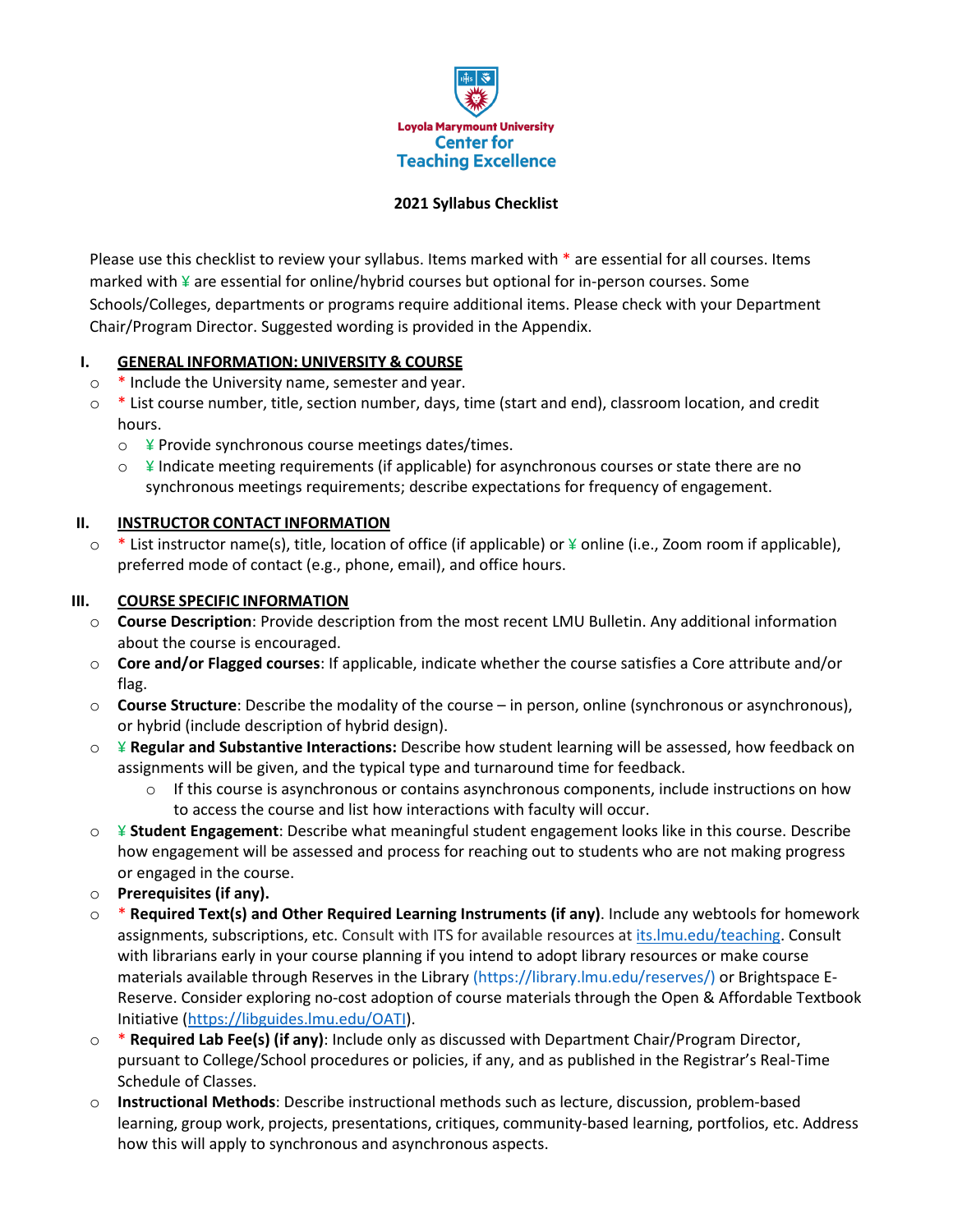Loyola Marymount University
Center for
Teaching Excellence

# 2021 Syllabus Checklist

Please use this checklist to review your syllabus. Items marked with * are essential for all courses. Items marked with ¥ are essential for online/hybrid courses but optional for in-person courses. Some Schools/Colleges, departments or programs require additional items. Please check with your Department Chair/Program Director. Suggested wording is provided in the Appendix.

## I. GENERAL INFORMATION: UNIVERSITY & COURSE

- * Include the University name, semester and year.
- * List course number, title, section number, days, time (start and end), classroom location, and credit hours.
  - ¥ Provide synchronous course meetings dates/times.
  - ¥ Indicate meeting requirements (if applicable) for asynchronous courses or state there are no synchronous meetings requirements; describe expectations for frequency of engagement.

## II. INSTRUCTOR CONTACT INFORMATION

- * List instructor name(s), title, location of office (if applicable) or ¥ online (i.e., Zoom room if applicable), preferred mode of contact (e.g., phone, email), and office hours.

## III. COURSE SPECIFIC INFORMATION

- **Course Description**: Provide description from the most recent LMU Bulletin. Any additional information about the course is encouraged.
- **Core and/or Flagged courses**: If applicable, indicate whether the course satisfies a Core attribute and/or flag.
- **Course Structure**: Describe the modality of the course – in person, online (synchronous or asynchronous), or hybrid (include description of hybrid design).
- ¥ **Regular and Substantive Interactions:** Describe how student learning will be assessed, how feedback on assignments will be given, and the typical type and turnaround time for feedback.
  - If this course is asynchronous or contains asynchronous components, include instructions on how to access the course and list how interactions with faculty will occur.
- ¥ **Student Engagement**: Describe what meaningful student engagement looks like in this course. Describe how engagement will be assessed and process for reaching out to students who are not making progress or engaged in the course.
- **Prerequisites (if any).**
- * **Required Text(s) and Other Required Learning Instruments (if any)**. Include any webtools for homework assignments, subscriptions, etc. Consult with ITS for available resources at [its.lmu.edu/teaching](its.lmu.edu/teaching). Consult with librarians early in your course planning if you intend to adopt library resources or make course materials available through Reserves in the Library (https://library.lmu.edu/reserves/) or Brightspace E-Reserve. Consider exploring no-cost adoption of course materials through the Open & Affordable Textbook Initiative ([https://libguides.lmu.edu/OATI](https://libguides.lmu.edu/OATI)).
- * **Required Lab Fee(s) (if any)**: Include only as discussed with Department Chair/Program Director, pursuant to College/School procedures or policies, if any, and as published in the Registrar's Real-Time Schedule of Classes.
- **Instructional Methods**: Describe instructional methods such as lecture, discussion, problem-based learning, group work, projects, presentations, critiques, community-based learning, portfolios, etc. Address how this will apply to synchronous and asynchronous aspects.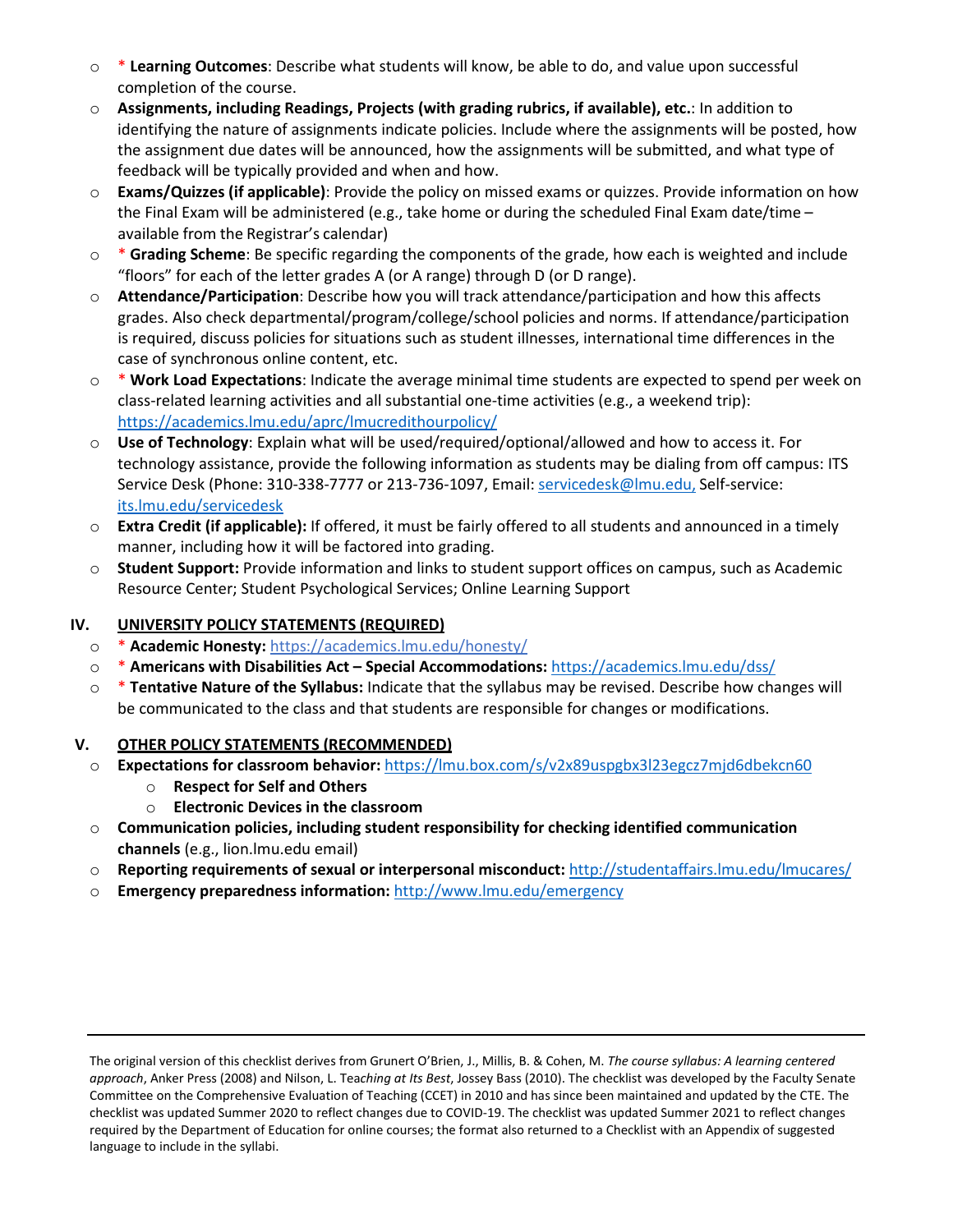- \* **Learning Outcomes**: Describe what students will know, be able to do, and value upon successful completion of the course.
- **Assignments, including Readings, Projects (with grading rubrics, if available), etc.**: In addition to identifying the nature of assignments indicate policies. Include where the assignments will be posted, how the assignment due dates will be announced, how the assignments will be submitted, and what type of feedback will be typically provided and when and how.
- **Exams/Quizzes (if applicable)**: Provide the policy on missed exams or quizzes. Provide information on how the Final Exam will be administered (e.g., take home or during the scheduled Final Exam date/time – available from the Registrar's calendar)
- \* **Grading Scheme**: Be specific regarding the components of the grade, how each is weighted and include "floors" for each of the letter grades A (or A range) through D (or D range).
- **Attendance/Participation**: Describe how you will track attendance/participation and how this affects grades. Also check departmental/program/college/school policies and norms. If attendance/participation is required, discuss policies for situations such as student illnesses, international time differences in the case of synchronous online content, etc.
- \* **Work Load Expectations**: Indicate the average minimal time students are expected to spend per week on class-related learning activities and all substantial one-time activities (e.g., a weekend trip): https://academics.lmu.edu/aprc/lmucredithourpolicy/
- **Use of Technology**: Explain what will be used/required/optional/allowed and how to access it. For technology assistance, provide the following information as students may be dialing from off campus: ITS Service Desk (Phone: 310-338-7777 or 213-736-1097, Email: servicedesk@lmu.edu, Self-service: its.lmu.edu/servicedesk
- **Extra Credit (if applicable):** If offered, it must be fairly offered to all students and announced in a timely manner, including how it will be factored into grading.
- **Student Support:** Provide information and links to student support offices on campus, such as Academic Resource Center; Student Psychological Services; Online Learning Support

## IV. UNIVERSITY POLICY STATEMENTS (REQUIRED)

- \* **Academic Honesty:** https://academics.lmu.edu/honesty/
- \* **Americans with Disabilities Act – Special Accommodations:** https://academics.lmu.edu/dss/
- \* **Tentative Nature of the Syllabus:** Indicate that the syllabus may be revised. Describe how changes will be communicated to the class and that students are responsible for changes or modifications.

## V. OTHER POLICY STATEMENTS (RECOMMENDED)

- **Expectations for classroom behavior:** https://lmu.box.com/s/v2x89uspgbx3l23egcz7mjd6dbekcn60
  - **Respect for Self and Others**
  - **Electronic Devices in the classroom**
- **Communication policies, including student responsibility for checking identified communication channels** (e.g., lion.lmu.edu email)
- **Reporting requirements of sexual or interpersonal misconduct:** http://studentaffairs.lmu.edu/lmucares/
- **Emergency preparedness information:** http://www.lmu.edu/emergency

---

The original version of this checklist derives from Grunert O'Brien, J., Millis, B. & Cohen, M. *The course syllabus: A learning centered approach*, Anker Press (2008) and Nilson, L. T*eaching at Its Best*, Jossey Bass (2010). The checklist was developed by the Faculty Senate Committee on the Comprehensive Evaluation of Teaching (CCET) in 2010 and has since been maintained and updated by the CTE. The checklist was updated Summer 2020 to reflect changes due to COVID-19. The checklist was updated Summer 2021 to reflect changes required by the Department of Education for online courses; the format also returned to a Checklist with an Appendix of suggested language to include in the syllabi.